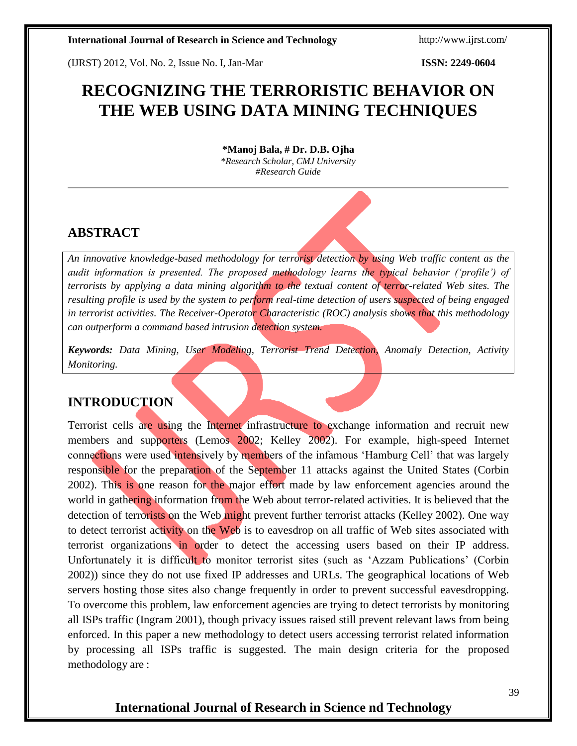# RECOGNIZING THE TERRORISTIC BEHAVIOR ON THE WEB USING DATA MINING TECHNIQUES

**\*Manoj Bala, # Dr. D.B. Ojha**

*\*Research Scholar, CMJ University*
*#Research Guide*

## ABSTRACT

*An innovative knowledge-based methodology for terrorist detection by using Web traffic content as the audit information is presented. The proposed methodology learns the typical behavior ('profile') of terrorists by applying a data mining algorithm to the textual content of terror-related Web sites. The resulting profile is used by the system to perform real-time detection of users suspected of being engaged in terrorist activities. The Receiver-Operator Characteristic (ROC) analysis shows that this methodology can outperform a command based intrusion detection system.*

***Keywords:*** *Data Mining, User Modeling, Terrorist Trend Detection, Anomaly Detection, Activity Monitoring.*

## INTRODUCTION

Terrorist cells are using the Internet infrastructure to exchange information and recruit new members and supporters (Lemos 2002; Kelley 2002). For example, high-speed Internet connections were used intensively by members of the infamous 'Hamburg Cell' that was largely responsible for the preparation of the September 11 attacks against the United States (Corbin 2002). This is one reason for the major effort made by law enforcement agencies around the world in gathering information from the Web about terror-related activities. It is believed that the detection of terrorists on the Web might prevent further terrorist attacks (Kelley 2002). One way to detect terrorist activity on the Web is to eavesdrop on all traffic of Web sites associated with terrorist organizations in order to detect the accessing users based on their IP address. Unfortunately it is difficult to monitor terrorist sites (such as 'Azzam Publications' (Corbin 2002)) since they do not use fixed IP addresses and URLs. The geographical locations of Web servers hosting those sites also change frequently in order to prevent successful eavesdropping. To overcome this problem, law enforcement agencies are trying to detect terrorists by monitoring all ISPs traffic (Ingram 2001), though privacy issues raised still prevent relevant laws from being enforced. In this paper a new methodology to detect users accessing terrorist related information by processing all ISPs traffic is suggested. The main design criteria for the proposed methodology are :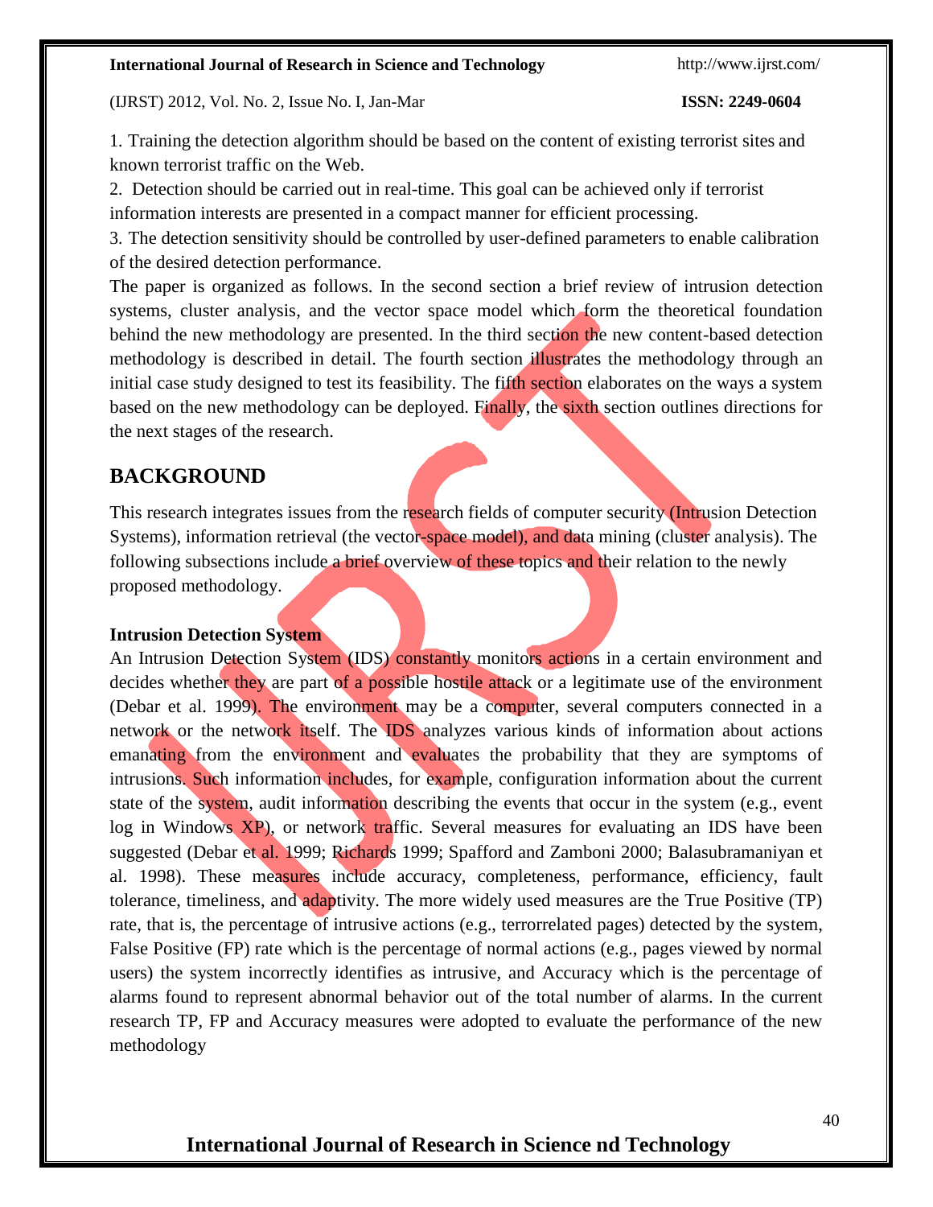1. Training the detection algorithm should be based on the content of existing terrorist sites and known terrorist traffic on the Web.

2. Detection should be carried out in real-time. This goal can be achieved only if terrorist information interests are presented in a compact manner for efficient processing.

3. The detection sensitivity should be controlled by user-defined parameters to enable calibration of the desired detection performance.

The paper is organized as follows. In the second section a brief review of intrusion detection systems, cluster analysis, and the vector space model which form the theoretical foundation behind the new methodology are presented. In the third section the new content-based detection methodology is described in detail. The fourth section illustrates the methodology through an initial case study designed to test its feasibility. The fifth section elaborates on the ways a system based on the new methodology can be deployed. Finally, the sixth section outlines directions for the next stages of the research.

## BACKGROUND

This research integrates issues from the research fields of computer security (Intrusion Detection Systems), information retrieval (the vector-space model), and data mining (cluster analysis). The following subsections include a brief overview of these topics and their relation to the newly proposed methodology.

### Intrusion Detection System

An Intrusion Detection System (IDS) constantly monitors actions in a certain environment and decides whether they are part of a possible hostile attack or a legitimate use of the environment (Debar et al. 1999). The environment may be a computer, several computers connected in a network or the network itself. The IDS analyzes various kinds of information about actions emanating from the environment and evaluates the probability that they are symptoms of intrusions. Such information includes, for example, configuration information about the current state of the system, audit information describing the events that occur in the system (e.g., event log in Windows XP), or network traffic. Several measures for evaluating an IDS have been suggested (Debar et al. 1999; Richards 1999; Spafford and Zamboni 2000; Balasubramaniyan et al. 1998). These measures include accuracy, completeness, performance, efficiency, fault tolerance, timeliness, and adaptivity. The more widely used measures are the True Positive (TP) rate, that is, the percentage of intrusive actions (e.g., terrorrelated pages) detected by the system, False Positive (FP) rate which is the percentage of normal actions (e.g., pages viewed by normal users) the system incorrectly identifies as intrusive, and Accuracy which is the percentage of alarms found to represent abnormal behavior out of the total number of alarms. In the current research TP, FP and Accuracy measures were adopted to evaluate the performance of the new methodology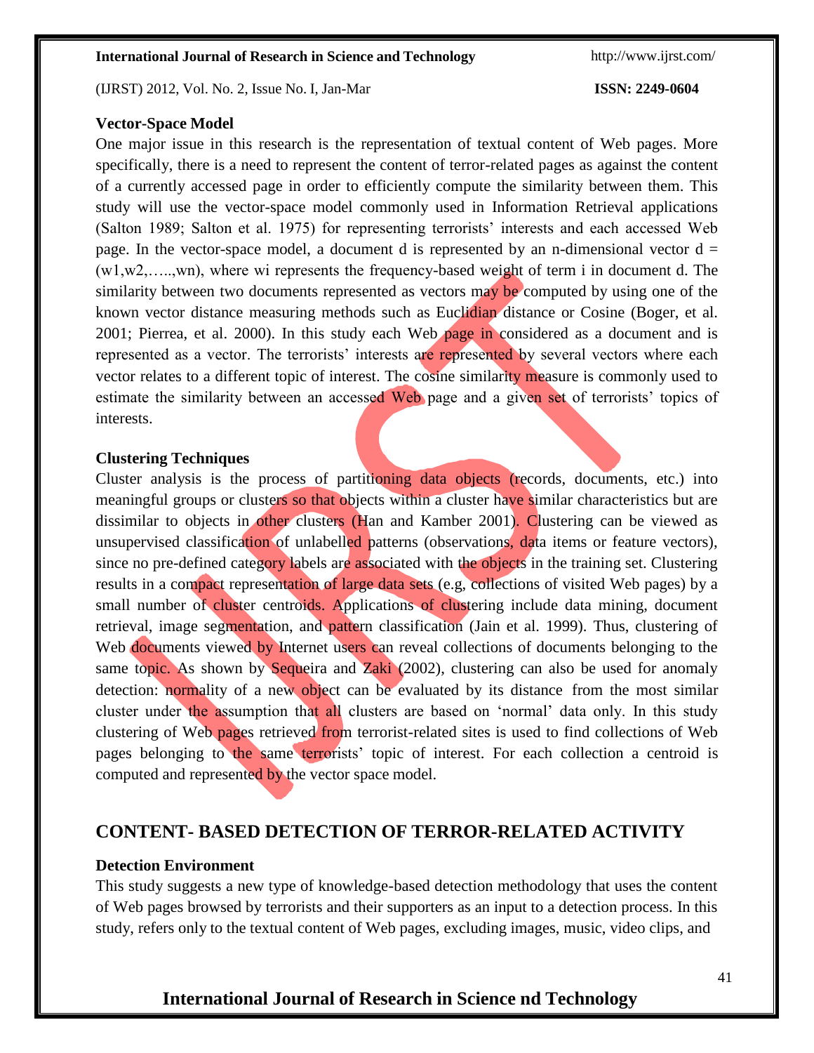### Vector-Space Model

One major issue in this research is the representation of textual content of Web pages. More specifically, there is a need to represent the content of terror-related pages as against the content of a currently accessed page in order to efficiently compute the similarity between them. This study will use the vector-space model commonly used in Information Retrieval applications (Salton 1989; Salton et al. 1975) for representing terrorists' interests and each accessed Web page. In the vector-space model, a document d is represented by an n-dimensional vector $d = (w1,w2,\ldots..,wn)$, where wi represents the frequency-based weight of term i in document d. The similarity between two documents represented as vectors may be computed by using one of the known vector distance measuring methods such as Euclidian distance or Cosine (Boger, et al. 2001; Pierrea, et al. 2000). In this study each Web page in considered as a document and is represented as a vector. The terrorists' interests are represented by several vectors where each vector relates to a different topic of interest. The cosine similarity measure is commonly used to estimate the similarity between an accessed Web page and a given set of terrorists' topics of interests.

### Clustering Techniques

Cluster analysis is the process of partitioning data objects (records, documents, etc.) into meaningful groups or clusters so that objects within a cluster have similar characteristics but are dissimilar to objects in other clusters (Han and Kamber 2001). Clustering can be viewed as unsupervised classification of unlabelled patterns (observations, data items or feature vectors), since no pre-defined category labels are associated with the objects in the training set. Clustering results in a compact representation of large data sets (e.g, collections of visited Web pages) by a small number of cluster centroids. Applications of clustering include data mining, document retrieval, image segmentation, and pattern classification (Jain et al. 1999). Thus, clustering of Web documents viewed by Internet users can reveal collections of documents belonging to the same topic. As shown by Sequeira and Zaki (2002), clustering can also be used for anomaly detection: normality of a new object can be evaluated by its distance from the most similar cluster under the assumption that all clusters are based on 'normal' data only. In this study clustering of Web pages retrieved from terrorist-related sites is used to find collections of Web pages belonging to the same terrorists' topic of interest. For each collection a centroid is computed and represented by the vector space model.

## CONTENT- BASED DETECTION OF TERROR-RELATED ACTIVITY

### Detection Environment

This study suggests a new type of knowledge-based detection methodology that uses the content of Web pages browsed by terrorists and their supporters as an input to a detection process. In this study, refers only to the textual content of Web pages, excluding images, music, video clips, and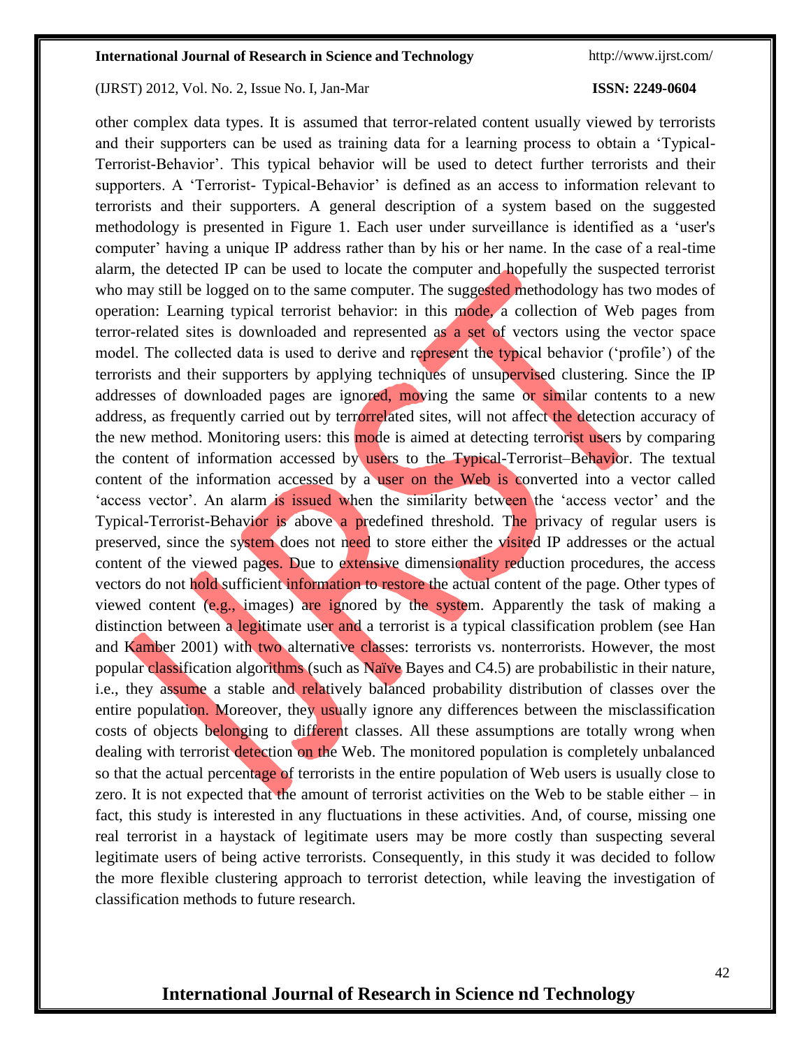other complex data types. It is assumed that terror-related content usually viewed by terrorists and their supporters can be used as training data for a learning process to obtain a 'Typical-Terrorist-Behavior'. This typical behavior will be used to detect further terrorists and their supporters. A 'Terrorist- Typical-Behavior' is defined as an access to information relevant to terrorists and their supporters. A general description of a system based on the suggested methodology is presented in Figure 1. Each user under surveillance is identified as a 'user's computer' having a unique IP address rather than by his or her name. In the case of a real-time alarm, the detected IP can be used to locate the computer and hopefully the suspected terrorist who may still be logged on to the same computer. The suggested methodology has two modes of operation: Learning typical terrorist behavior: in this mode, a collection of Web pages from terror-related sites is downloaded and represented as a set of vectors using the vector space model. The collected data is used to derive and represent the typical behavior ('profile') of the terrorists and their supporters by applying techniques of unsupervised clustering. Since the IP addresses of downloaded pages are ignored, moving the same or similar contents to a new address, as frequently carried out by terrorrelated sites, will not affect the detection accuracy of the new method. Monitoring users: this mode is aimed at detecting terrorist users by comparing the content of information accessed by users to the Typical-Terrorist–Behavior. The textual content of the information accessed by a user on the Web is converted into a vector called 'access vector'. An alarm is issued when the similarity between the 'access vector' and the Typical-Terrorist-Behavior is above a predefined threshold. The privacy of regular users is preserved, since the system does not need to store either the visited IP addresses or the actual content of the viewed pages. Due to extensive dimensionality reduction procedures, the access vectors do not hold sufficient information to restore the actual content of the page. Other types of viewed content (e.g., images) are ignored by the system. Apparently the task of making a distinction between a legitimate user and a terrorist is a typical classification problem (see Han and Kamber 2001) with two alternative classes: terrorists vs. nonterrorists. However, the most popular classification algorithms (such as Naïve Bayes and C4.5) are probabilistic in their nature, i.e., they assume a stable and relatively balanced probability distribution of classes over the entire population. Moreover, they usually ignore any differences between the misclassification costs of objects belonging to different classes. All these assumptions are totally wrong when dealing with terrorist detection on the Web. The monitored population is completely unbalanced so that the actual percentage of terrorists in the entire population of Web users is usually close to zero. It is not expected that the amount of terrorist activities on the Web to be stable either – in fact, this study is interested in any fluctuations in these activities. And, of course, missing one real terrorist in a haystack of legitimate users may be more costly than suspecting several legitimate users of being active terrorists. Consequently, in this study it was decided to follow the more flexible clustering approach to terrorist detection, while leaving the investigation of classification methods to future research.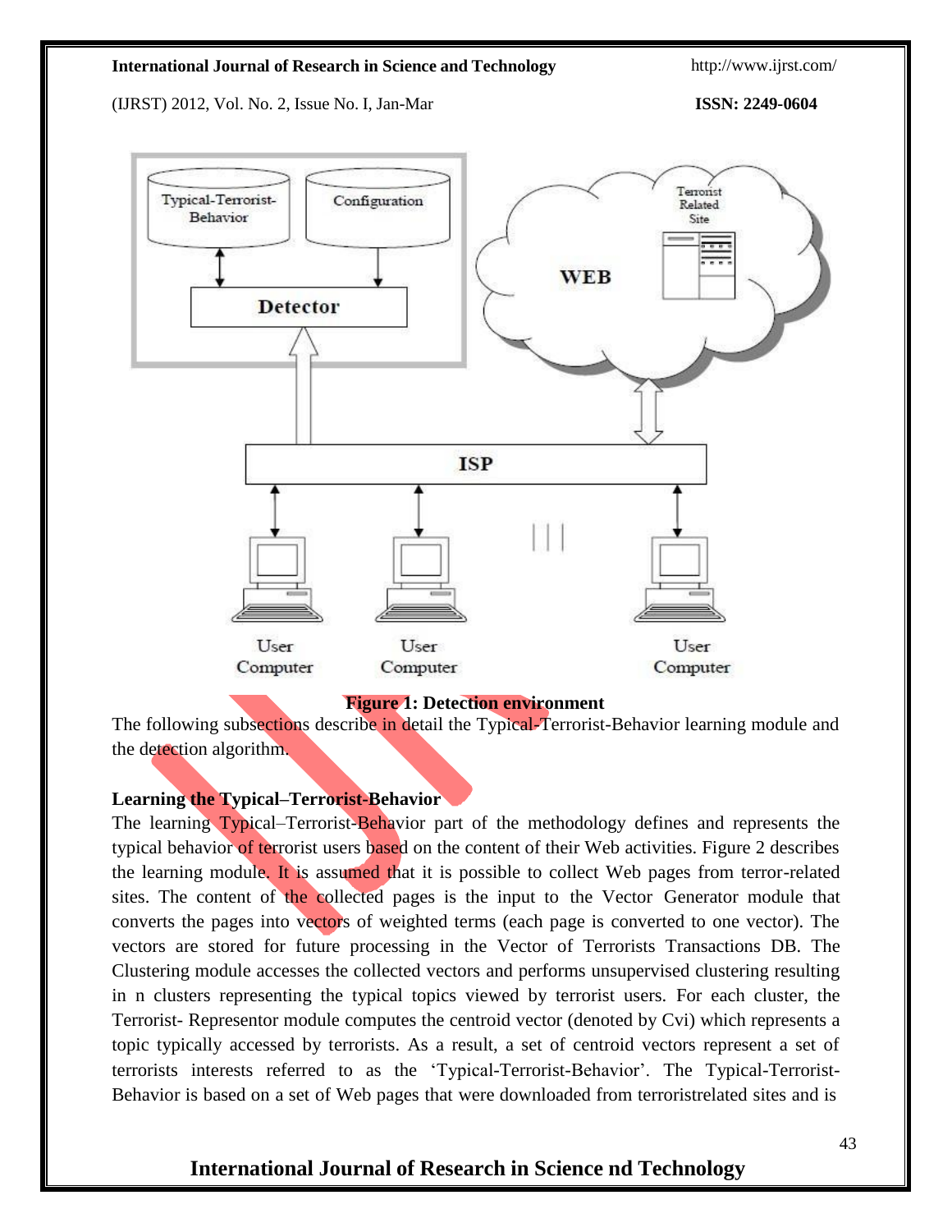**Figure 1: Detection environment**

The following subsections describe in detail the Typical-Terrorist-Behavior learning module and the detection algorithm.

**Learning the Typical–Terrorist-Behavior**

The learning Typical–Terrorist-Behavior part of the methodology defines and represents the typical behavior of terrorist users based on the content of their Web activities. Figure 2 describes the learning module. It is assumed that it is possible to collect Web pages from terror-related sites. The content of the collected pages is the input to the Vector Generator module that converts the pages into vectors of weighted terms (each page is converted to one vector). The vectors are stored for future processing in the Vector of Terrorists Transactions DB. The Clustering module accesses the collected vectors and performs unsupervised clustering resulting in n clusters representing the typical topics viewed by terrorist users. For each cluster, the Terrorist- Representor module computes the centroid vector (denoted by Cvi) which represents a topic typically accessed by terrorists. As a result, a set of centroid vectors represent a set of terrorists interests referred to as the 'Typical-Terrorist-Behavior'. The Typical-Terrorist-Behavior is based on a set of Web pages that were downloaded from terroristrelated sites and is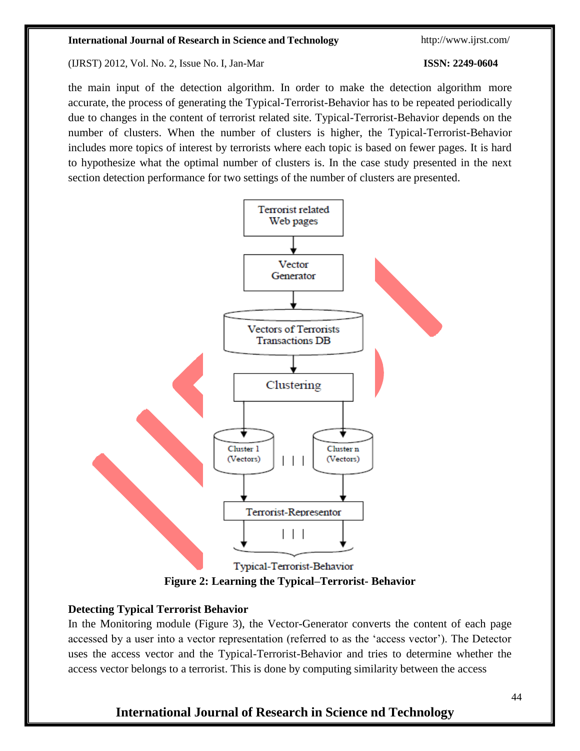the main input of the detection algorithm. In order to make the detection algorithm more accurate, the process of generating the Typical-Terrorist-Behavior has to be repeated periodically due to changes in the content of terrorist related site. Typical-Terrorist-Behavior depends on the number of clusters. When the number of clusters is higher, the Typical-Terrorist-Behavior includes more topics of interest by terrorists where each topic is based on fewer pages. It is hard to hypothesize what the optimal number of clusters is. In the case study presented in the next section detection performance for two settings of the number of clusters are presented.

**Figure 2: Learning the Typical–Terrorist- Behavior**

**Detecting Typical Terrorist Behavior**

In the Monitoring module (Figure 3), the Vector-Generator converts the content of each page accessed by a user into a vector representation (referred to as the 'access vector'). The Detector uses the access vector and the Typical-Terrorist-Behavior and tries to determine whether the access vector belongs to a terrorist. This is done by computing similarity between the access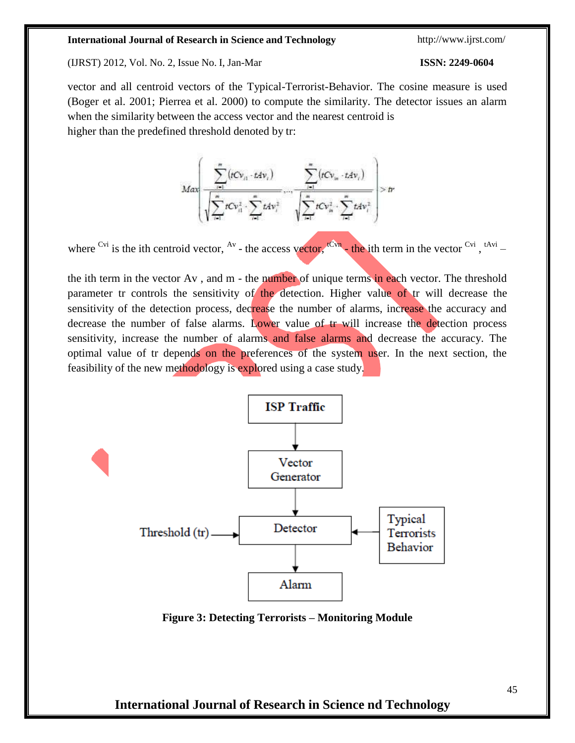vector and all centroid vectors of the Typical-Terrorist-Behavior. The cosine measure is used (Boger et al. 2001; Pierrea et al. 2000) to compute the similarity. The detector issues an alarm when the similarity between the access vector and the nearest centroid is
higher than the predefined threshold denoted by tr:

$$Max\left(\frac{\sum_{i=1}^{m}(tCv_{i1} \cdot tAv_i)}{\sqrt{\sum_{i=1}^{m} tCv_{i1}^2 \cdot \sum_{i=1}^{m} tAv_i^2}}, \ldots, \frac{\sum_{i=1}^{m}(tCv_{in} \cdot tAv_i)}{\sqrt{\sum_{i=1}^{m} tCv_{in}^2 \cdot \sum_{i=1}^{m} tAv_i^2}}\right) > tr$$

where $Cvi$ is the ith centroid vector, $Av$ - the access vector, $tCvn$ - the ith term in the vector $Cvi$, $tAvi$ – the ith term in the vector Av , and m - the number of unique terms in each vector. The threshold parameter tr controls the sensitivity of the detection. Higher value of tr will decrease the sensitivity of the detection process, decrease the number of alarms, increase the accuracy and decrease the number of false alarms. Lower value of tr will increase the detection process sensitivity, increase the number of alarms and false alarms and decrease the accuracy. The optimal value of tr depends on the preferences of the system user. In the next section, the feasibility of the new methodology is explored using a case study.

ISP Traffic → Vector Generator → Detector → Alarm

Threshold (tr) → Detector ← Typical Terrorists Behavior

**Figure 3: Detecting Terrorists – Monitoring Module**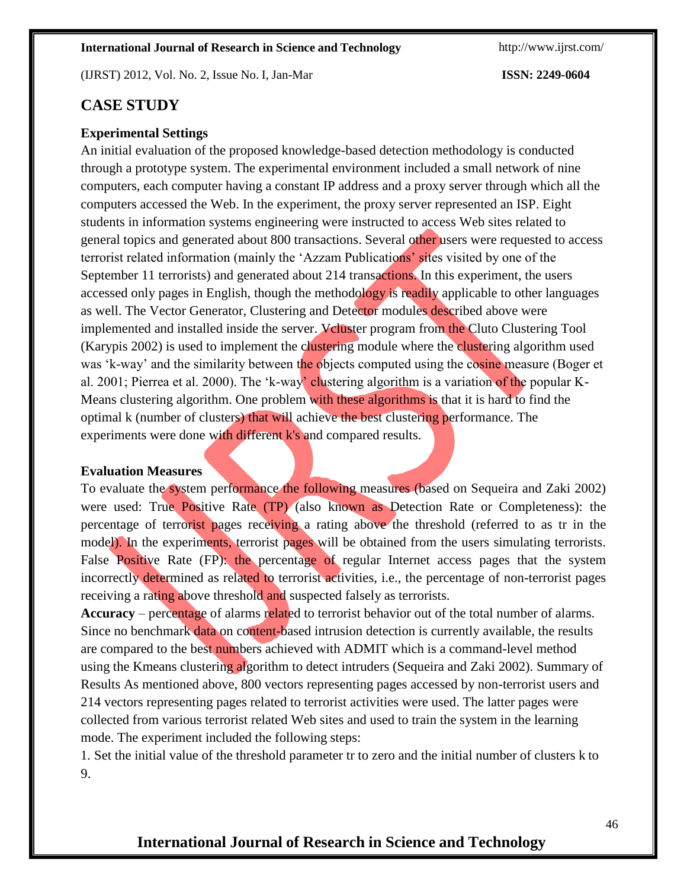## CASE STUDY

### Experimental Settings

An initial evaluation of the proposed knowledge-based detection methodology is conducted through a prototype system. The experimental environment included a small network of nine computers, each computer having a constant IP address and a proxy server through which all the computers accessed the Web. In the experiment, the proxy server represented an ISP. Eight students in information systems engineering were instructed to access Web sites related to general topics and generated about 800 transactions. Several other users were requested to access terrorist related information (mainly the 'Azzam Publications' sites visited by one of the September 11 terrorists) and generated about 214 transactions. In this experiment, the users accessed only pages in English, though the methodology is readily applicable to other languages as well. The Vector Generator, Clustering and Detector modules described above were implemented and installed inside the server. Vcluster program from the Cluto Clustering Tool (Karypis 2002) is used to implement the clustering module where the clustering algorithm used was 'k-way' and the similarity between the objects computed using the cosine measure (Boger et al. 2001; Pierrea et al. 2000). The 'k-way' clustering algorithm is a variation of the popular K-Means clustering algorithm. One problem with these algorithms is that it is hard to find the optimal k (number of clusters) that will achieve the best clustering performance. The experiments were done with different k's and compared results.

### Evaluation Measures

To evaluate the system performance the following measures (based on Sequeira and Zaki 2002) were used: True Positive Rate (TP) (also known as Detection Rate or Completeness): the percentage of terrorist pages receiving a rating above the threshold (referred to as tr in the model). In the experiments, terrorist pages will be obtained from the users simulating terrorists. False Positive Rate (FP): the percentage of regular Internet access pages that the system incorrectly determined as related to terrorist activities, i.e., the percentage of non-terrorist pages receiving a rating above threshold and suspected falsely as terrorists.

**Accuracy** – percentage of alarms related to terrorist behavior out of the total number of alarms. Since no benchmark data on content-based intrusion detection is currently available, the results are compared to the best numbers achieved with ADMIT which is a command-level method using the Kmeans clustering algorithm to detect intruders (Sequeira and Zaki 2002). Summary of Results As mentioned above, 800 vectors representing pages accessed by non-terrorist users and 214 vectors representing pages related to terrorist activities were used. The latter pages were collected from various terrorist related Web sites and used to train the system in the learning mode. The experiment included the following steps:

1. Set the initial value of the threshold parameter tr to zero and the initial number of clusters k to 9.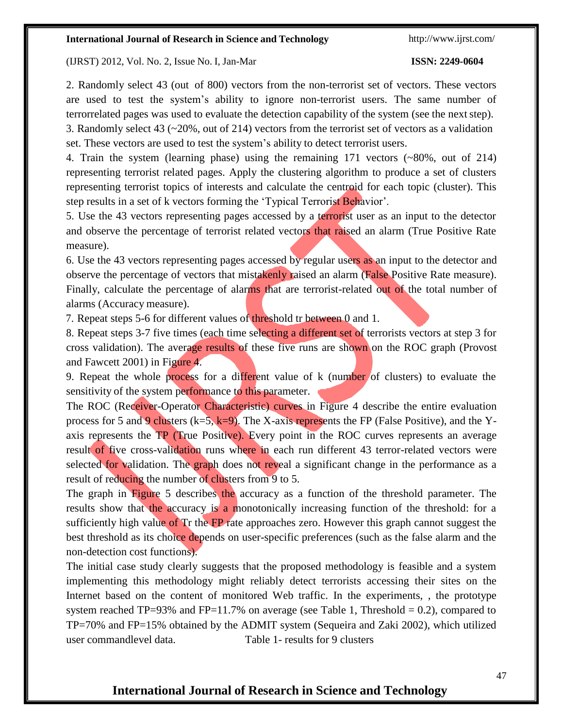2. Randomly select 43 (out of 800) vectors from the non-terrorist set of vectors. These vectors are used to test the system's ability to ignore non-terrorist users. The same number of terrorrelated pages was used to evaluate the detection capability of the system (see the next step).

3. Randomly select 43 (~20%, out of 214) vectors from the terrorist set of vectors as a validation set. These vectors are used to test the system's ability to detect terrorist users.

4. Train the system (learning phase) using the remaining 171 vectors (~80%, out of 214) representing terrorist related pages. Apply the clustering algorithm to produce a set of clusters representing terrorist topics of interests and calculate the centroid for each topic (cluster). This step results in a set of k vectors forming the 'Typical Terrorist Behavior'.

5. Use the 43 vectors representing pages accessed by a terrorist user as an input to the detector and observe the percentage of terrorist related vectors that raised an alarm (True Positive Rate measure).

6. Use the 43 vectors representing pages accessed by regular users as an input to the detector and observe the percentage of vectors that mistakenly raised an alarm (False Positive Rate measure). Finally, calculate the percentage of alarms that are terrorist-related out of the total number of alarms (Accuracy measure).

7. Repeat steps 5-6 for different values of threshold tr between 0 and 1.

8. Repeat steps 3-7 five times (each time selecting a different set of terrorists vectors at step 3 for cross validation). The average results of these five runs are shown on the ROC graph (Provost and Fawcett 2001) in Figure 4.

9. Repeat the whole process for a different value of k (number of clusters) to evaluate the sensitivity of the system performance to this parameter.

The ROC (Receiver-Operator Characteristic) curves in Figure 4 describe the entire evaluation process for 5 and 9 clusters (k=5, k=9). The X-axis represents the FP (False Positive), and the Y-axis represents the TP (True Positive). Every point in the ROC curves represents an average result of five cross-validation runs where in each run different 43 terror-related vectors were selected for validation. The graph does not reveal a significant change in the performance as a result of reducing the number of clusters from 9 to 5.

The graph in Figure 5 describes the accuracy as a function of the threshold parameter. The results show that the accuracy is a monotonically increasing function of the threshold: for a sufficiently high value of Tr the FP rate approaches zero. However this graph cannot suggest the best threshold as its choice depends on user-specific preferences (such as the false alarm and the non-detection cost functions).

The initial case study clearly suggests that the proposed methodology is feasible and a system implementing this methodology might reliably detect terrorists accessing their sites on the Internet based on the content of monitored Web traffic. In the experiments, , the prototype system reached TP=93% and FP=11.7% on average (see Table 1, Threshold = 0.2), compared to TP=70% and FP=15% obtained by the ADMIT system (Sequeira and Zaki 2002), which utilized user commandlevel data.

Table 1- results for 9 clusters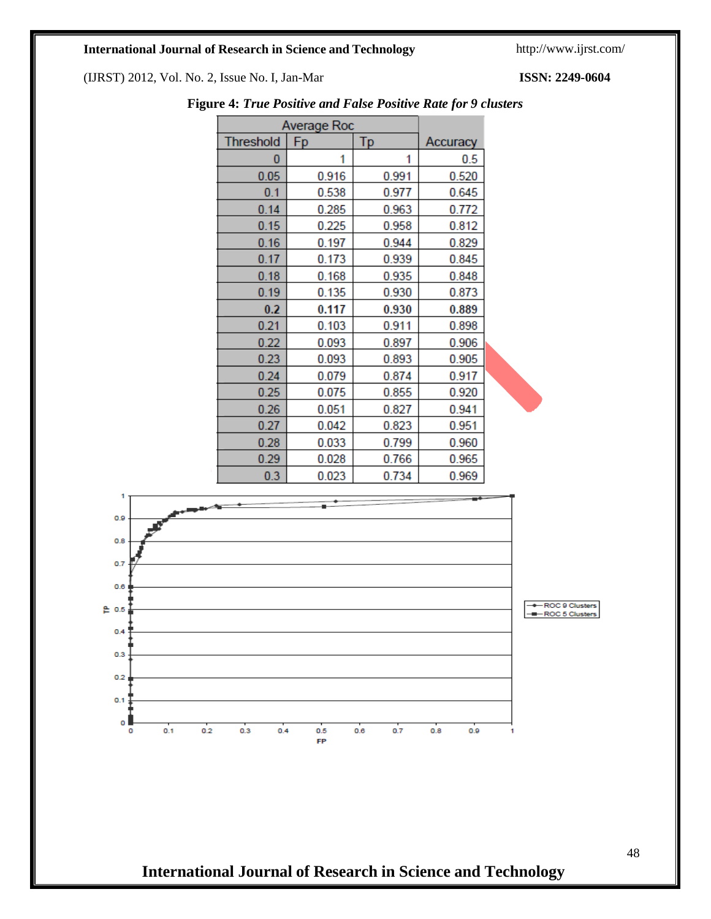**Figure 4:** ***True Positive and False Positive Rate for 9 clusters***

| Average Roc | | | |
|---|---|---|---|
| Threshold | Fp | Tp | Accuracy |
| 0 | 1 | 1 | 0.5 |
| 0.05 | 0.916 | 0.991 | 0.520 |
| 0.1 | 0.538 | 0.977 | 0.645 |
| 0.14 | 0.285 | 0.963 | 0.772 |
| 0.15 | 0.225 | 0.958 | 0.812 |
| 0.16 | 0.197 | 0.944 | 0.829 |
| 0.17 | 0.173 | 0.939 | 0.845 |
| 0.18 | 0.168 | 0.935 | 0.848 |
| 0.19 | 0.135 | 0.930 | 0.873 |
| **0.2** | **0.117** | **0.930** | **0.889** |
| 0.21 | 0.103 | 0.911 | 0.898 |
| 0.22 | 0.093 | 0.897 | 0.906 |
| 0.23 | 0.093 | 0.893 | 0.905 |
| 0.24 | 0.079 | 0.874 | 0.917 |
| 0.25 | 0.075 | 0.855 | 0.920 |
| 0.26 | 0.051 | 0.827 | 0.941 |
| 0.27 | 0.042 | 0.823 | 0.951 |
| 0.28 | 0.033 | 0.799 | 0.960 |
| 0.29 | 0.028 | 0.766 | 0.965 |
| 0.3 | 0.023 | 0.734 | 0.969 |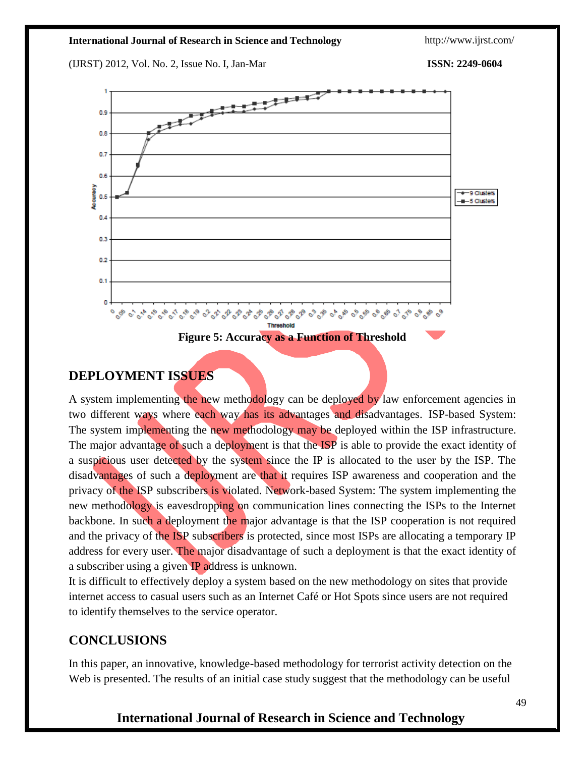Figure 5: Accuracy as a Function of Threshold

## DEPLOYMENT ISSUES

A system implementing the new methodology can be deployed by law enforcement agencies in two different ways where each way has its advantages and disadvantages. ISP-based System: The system implementing the new methodology may be deployed within the ISP infrastructure. The major advantage of such a deployment is that the ISP is able to provide the exact identity of a suspicious user detected by the system since the IP is allocated to the user by the ISP. The disadvantages of such a deployment are that it requires ISP awareness and cooperation and the privacy of the ISP subscribers is violated. Network-based System: The system implementing the new methodology is eavesdropping on communication lines connecting the ISPs to the Internet backbone. In such a deployment the major advantage is that the ISP cooperation is not required and the privacy of the ISP subscribers is protected, since most ISPs are allocating a temporary IP address for every user. The major disadvantage of such a deployment is that the exact identity of a subscriber using a given IP address is unknown.

It is difficult to effectively deploy a system based on the new methodology on sites that provide internet access to casual users such as an Internet Café or Hot Spots since users are not required to identify themselves to the service operator.

## CONCLUSIONS

In this paper, an innovative, knowledge-based methodology for terrorist activity detection on the Web is presented. The results of an initial case study suggest that the methodology can be useful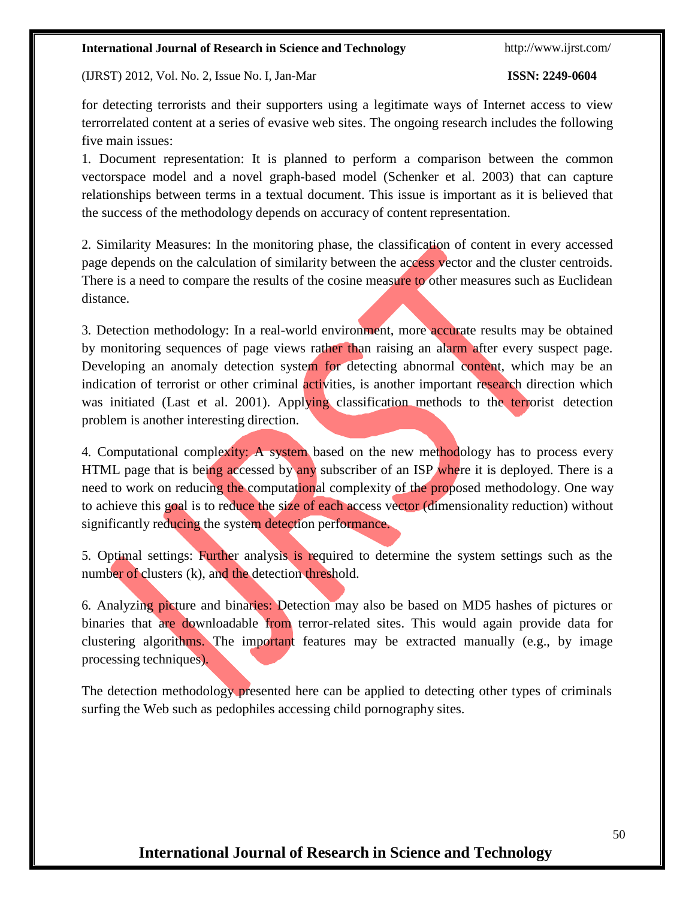for detecting terrorists and their supporters using a legitimate ways of Internet access to view terrorrelated content at a series of evasive web sites. The ongoing research includes the following five main issues:

1. Document representation: It is planned to perform a comparison between the common vectorspace model and a novel graph-based model (Schenker et al. 2003) that can capture relationships between terms in a textual document. This issue is important as it is believed that the success of the methodology depends on accuracy of content representation.

2. Similarity Measures: In the monitoring phase, the classification of content in every accessed page depends on the calculation of similarity between the access vector and the cluster centroids. There is a need to compare the results of the cosine measure to other measures such as Euclidean distance.

3. Detection methodology: In a real-world environment, more accurate results may be obtained by monitoring sequences of page views rather than raising an alarm after every suspect page. Developing an anomaly detection system for detecting abnormal content, which may be an indication of terrorist or other criminal activities, is another important research direction which was initiated (Last et al. 2001). Applying classification methods to the terrorist detection problem is another interesting direction.

4. Computational complexity: A system based on the new methodology has to process every HTML page that is being accessed by any subscriber of an ISP where it is deployed. There is a need to work on reducing the computational complexity of the proposed methodology. One way to achieve this goal is to reduce the size of each access vector (dimensionality reduction) without significantly reducing the system detection performance.

5. Optimal settings: Further analysis is required to determine the system settings such as the number of clusters (k), and the detection threshold.

6. Analyzing picture and binaries: Detection may also be based on MD5 hashes of pictures or binaries that are downloadable from terror-related sites. This would again provide data for clustering algorithms. The important features may be extracted manually (e.g., by image processing techniques).

The detection methodology presented here can be applied to detecting other types of criminals surfing the Web such as pedophiles accessing child pornography sites.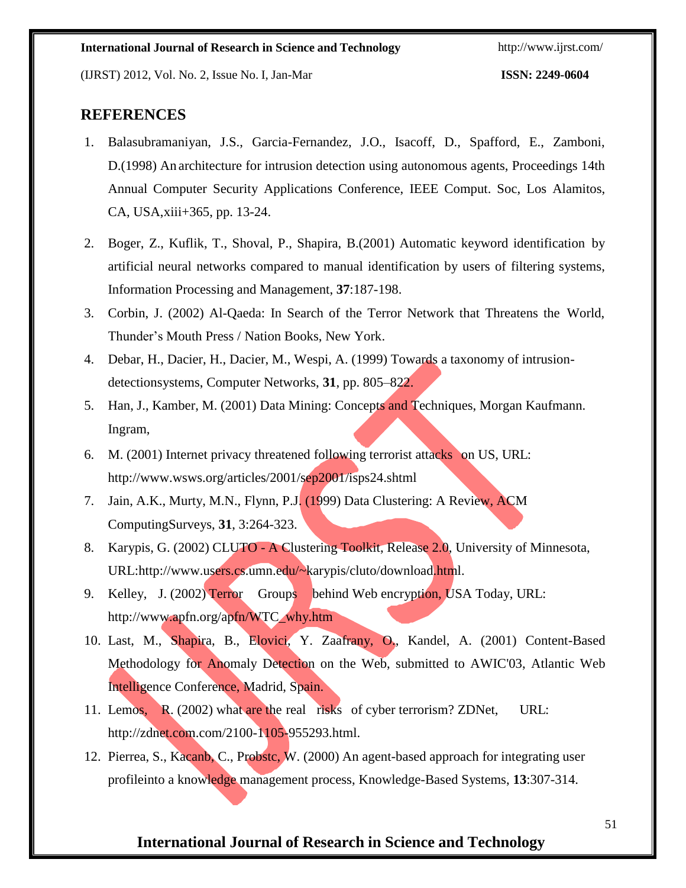## REFERENCES

1. Balasubramaniyan, J.S., Garcia-Fernandez, J.O., Isacoff, D., Spafford, E., Zamboni, D.(1998) An architecture for intrusion detection using autonomous agents, Proceedings 14th Annual Computer Security Applications Conference, IEEE Comput. Soc, Los Alamitos, CA, USA,xiii+365, pp. 13-24.
2. Boger, Z., Kuflik, T., Shoval, P., Shapira, B.(2001) Automatic keyword identification by artificial neural networks compared to manual identification by users of filtering systems, Information Processing and Management, **37**:187-198.
3. Corbin, J. (2002) Al-Qaeda: In Search of the Terror Network that Threatens the World, Thunder's Mouth Press / Nation Books, New York.
4. Debar, H., Dacier, H., Dacier, M., Wespi, A. (1999) Towards a taxonomy of intrusion-detectionsystems, Computer Networks, **31**, pp. 805–822.
5. Han, J., Kamber, M. (2001) Data Mining: Concepts and Techniques, Morgan Kaufmann. Ingram,
6. M. (2001) Internet privacy threatened following terrorist attacks on US, URL: http://www.wsws.org/articles/2001/sep2001/isps24.shtml
7. Jain, A.K., Murty, M.N., Flynn, P.J. (1999) Data Clustering: A Review, ACM ComputingSurveys, **31**, 3:264-323.
8. Karypis, G. (2002) CLUTO - A Clustering Toolkit, Release 2.0, University of Minnesota, URL:http://www.users.cs.umn.edu/~karypis/cluto/download.html.
9. Kelley, J. (2002) Terror Groups behind Web encryption, USA Today, URL: http://www.apfn.org/apfn/WTC_why.htm
10. Last, M., Shapira, B., Elovici, Y. Zaafrany, O., Kandel, A. (2001) Content-Based Methodology for Anomaly Detection on the Web, submitted to AWIC'03, Atlantic Web Intelligence Conference, Madrid, Spain.
11. Lemos, R. (2002) what are the real risks of cyber terrorism? ZDNet, URL: http://zdnet.com.com/2100-1105-955293.html.
12. Pierrea, S., Kacanb, C., Probstc, W. (2000) An agent-based approach for integrating user profileinto a knowledge management process, Knowledge-Based Systems, **13**:307-314.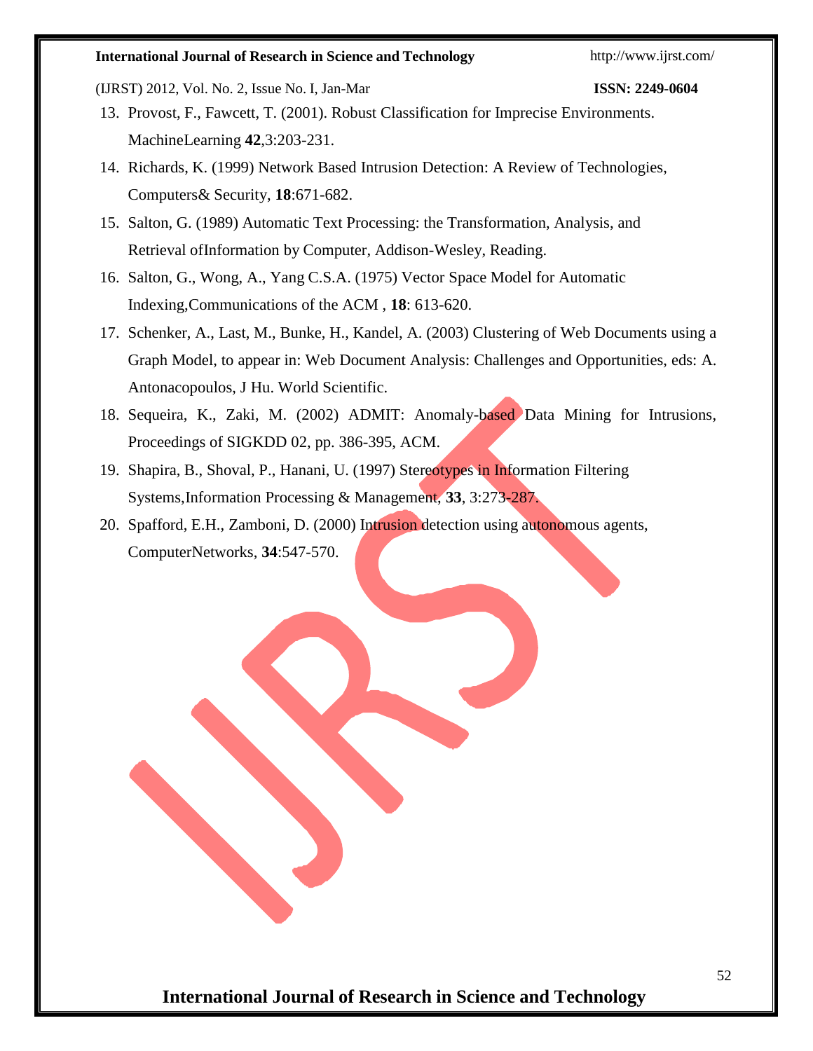13. Provost, F., Fawcett, T. (2001). Robust Classification for Imprecise Environments. MachineLearning **42**,3:203-231.
14. Richards, K. (1999) Network Based Intrusion Detection: A Review of Technologies, Computers& Security, **18**:671-682.
15. Salton, G. (1989) Automatic Text Processing: the Transformation, Analysis, and Retrieval ofInformation by Computer, Addison-Wesley, Reading.
16. Salton, G., Wong, A., Yang C.S.A. (1975) Vector Space Model for Automatic Indexing,Communications of the ACM , **18**: 613-620.
17. Schenker, A., Last, M., Bunke, H., Kandel, A. (2003) Clustering of Web Documents using a Graph Model, to appear in: Web Document Analysis: Challenges and Opportunities, eds: A. Antonacopoulos, J Hu. World Scientific.
18. Sequeira, K., Zaki, M. (2002) ADMIT: Anomaly-based Data Mining for Intrusions, Proceedings of SIGKDD 02, pp. 386-395, ACM.
19. Shapira, B., Shoval, P., Hanani, U. (1997) Stereotypes in Information Filtering Systems,Information Processing & Management, **33**, 3:273-287.
20. Spafford, E.H., Zamboni, D. (2000) Intrusion detection using autonomous agents, ComputerNetworks, **34**:547-570.